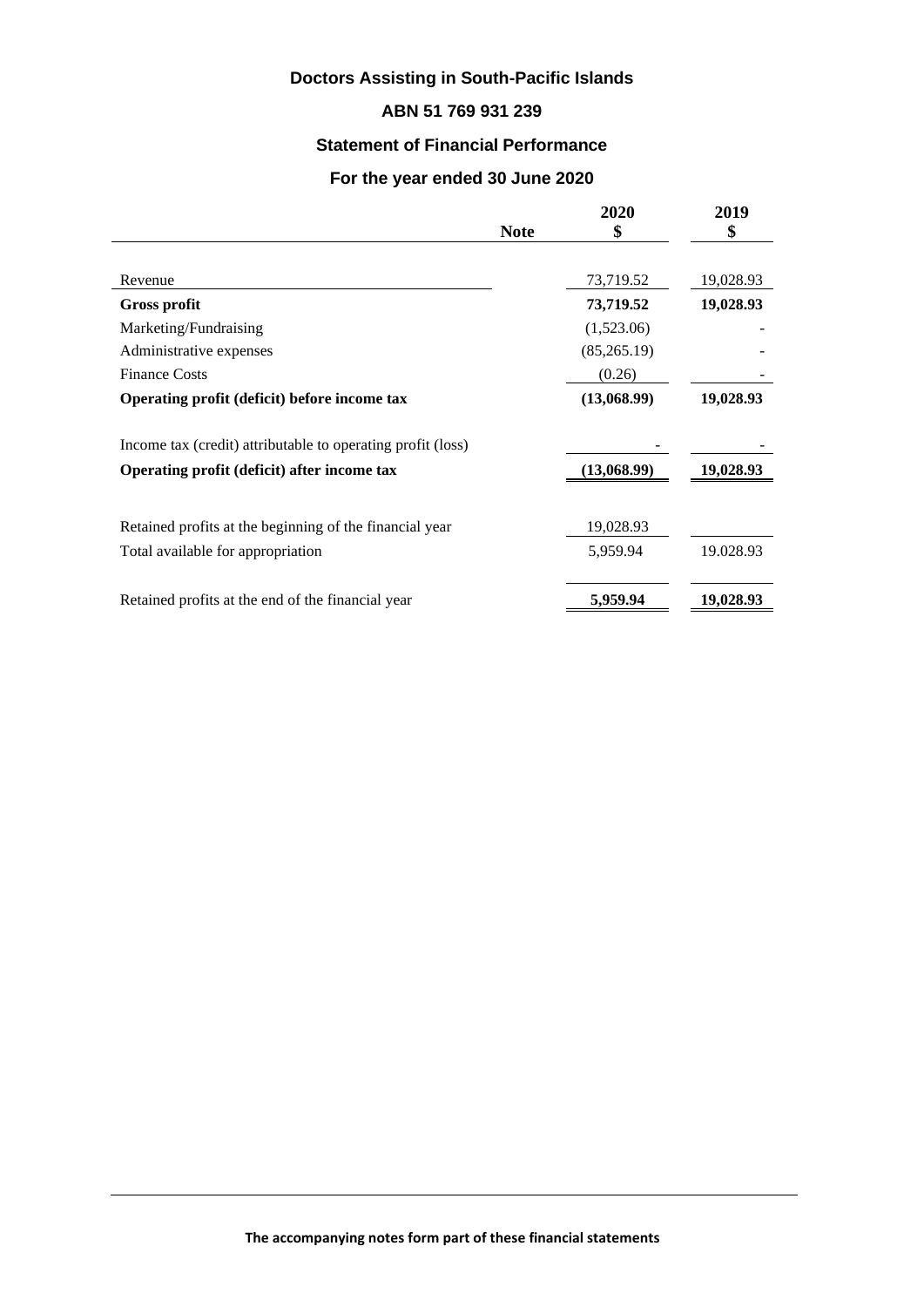**Doctors Assisting in South-Pacific Islands**

**ABN 51 769 931 239**

**Statement of Financial Performance**

**For the year ended 30 June 2020**

| | Note | 2020 $ | 2019 $ |
|---|---|---|---|
| Revenue | | 73,719.52 | 19,028.93 |
| **Gross profit** | | **73,719.52** | **19,028.93** |
| Marketing/Fundraising | | (1,523.06) | - |
| Administrative expenses | | (85,265.19) | - |
| Finance Costs | | (0.26) | - |
| **Operating profit (deficit) before income tax** | | **(13,068.99)** | **19,028.93** |
| Income tax (credit) attributable to operating profit (loss) | | - | - |
| **Operating profit (deficit) after income tax** | | **(13,068.99)** | **19,028.93** |
| Retained profits at the beginning of the financial year | | 19,028.93 | |
| Total available for appropriation | | 5,959.94 | 19.028.93 |
| Retained profits at the end of the financial year | | **5,959.94** | **19,028.93** |

**The accompanying notes form part of these financial statements**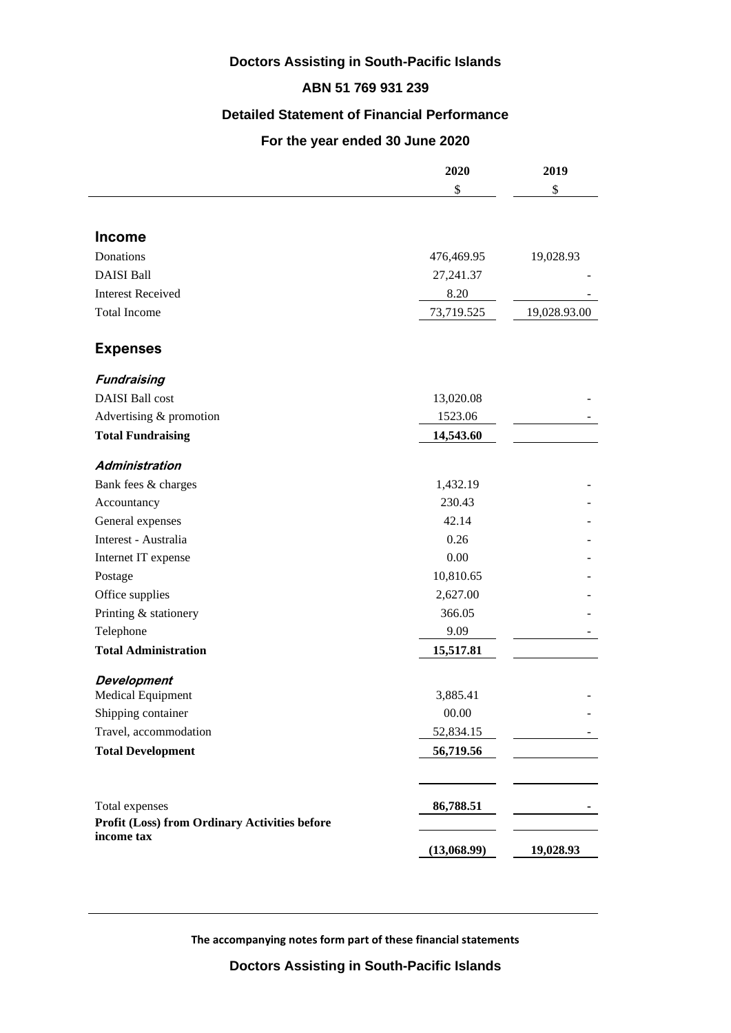# Doctors Assisting in South-Pacific Islands

## ABN 51 769 931 239

## Detailed Statement of Financial Performance

## For the year ended 30 June 2020

| | 2020 | 2019 |
|---|---|---|
| | $ | $ |
| **Income** | | |
| Donations | 476,469.95 | 19,028.93 |
| DAISI Ball | 27,241.37 | - |
| Interest Received | 8.20 | - |
| Total Income | 73,719.525 | 19,028.93.00 |
| **Expenses** | | |
| ***Fundraising*** | | |
| DAISI Ball cost | 13,020.08 | - |
| Advertising & promotion | 1523.06 | - |
| **Total Fundraising** | **14,543.60** | |
| ***Administration*** | | |
| Bank fees & charges | 1,432.19 | - |
| Accountancy | 230.43 | - |
| General expenses | 42.14 | - |
| Interest - Australia | 0.26 | - |
| Internet IT expense | 0.00 | - |
| Postage | 10,810.65 | - |
| Office supplies | 2,627.00 | - |
| Printing & stationery | 366.05 | - |
| Telephone | 9.09 | - |
| **Total Administration** | **15,517.81** | |
| ***Development*** | | |
| Medical Equipment | 3,885.41 | - |
| Shipping container | 00.00 | - |
| Travel, accommodation | 52,834.15 | - |
| **Total Development** | **56,719.56** | |
| Total expenses | **86,788.51** | **-** |
| **Profit (Loss) from Ordinary Activities before income tax** | **(13,068.99)** | **19,028.93** |

**The accompanying notes form part of these financial statements**

**Doctors Assisting in South-Pacific Islands**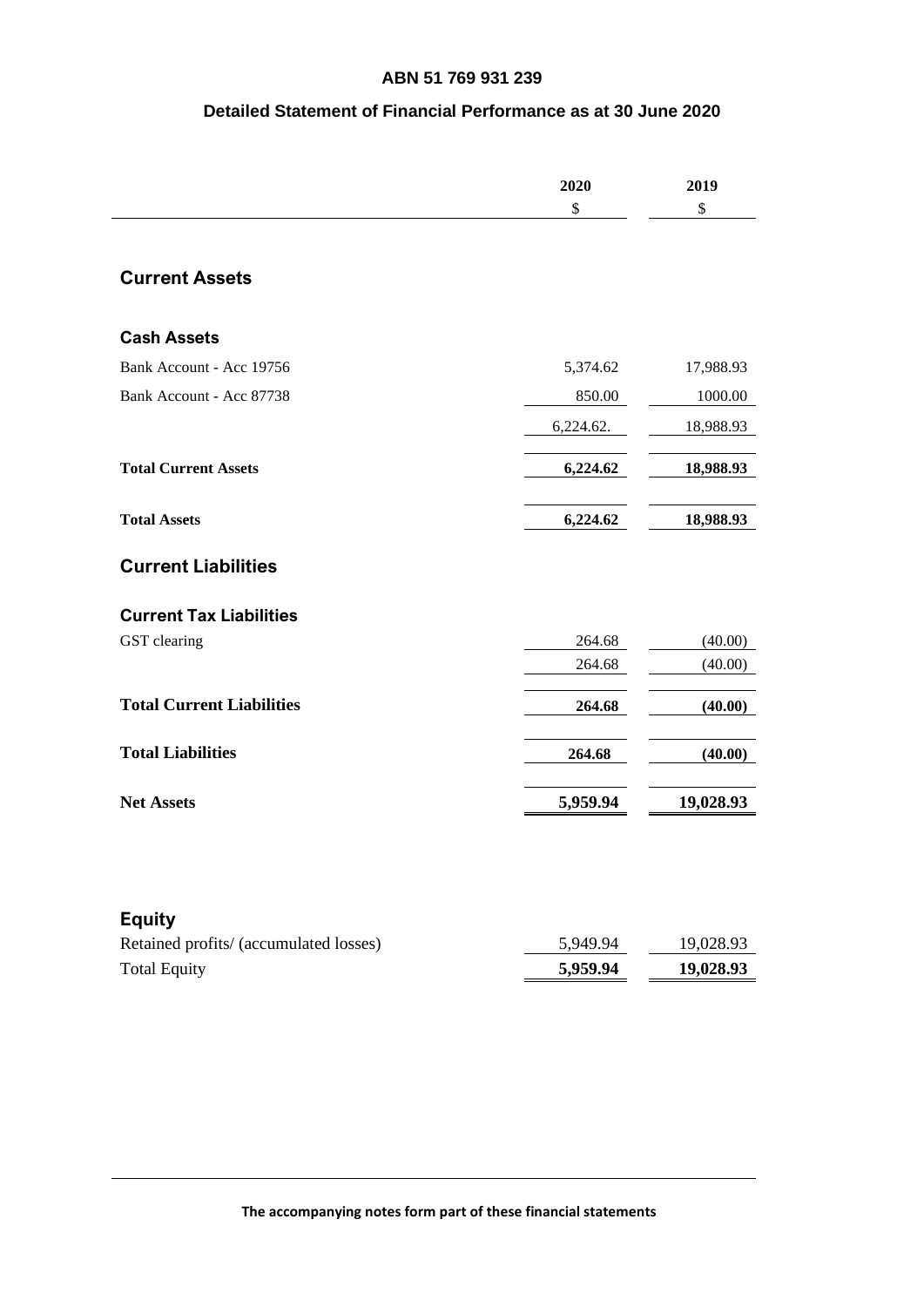**ABN 51 769 931 239**

**Detailed Statement of Financial Performance as at 30 June 2020**

| | 2020 | 2019 |
|---|---|---|
| | $ | $ |
| **Current Assets** | | |
| **Cash Assets** | | |
| Bank Account - Acc 19756 | 5,374.62 | 17,988.93 |
| Bank Account - Acc 87738 | 850.00 | 1000.00 |
| | 6,224.62. | 18,988.93 |
| **Total Current Assets** | **6,224.62** | **18,988.93** |
| **Total Assets** | **6,224.62** | **18,988.93** |
| **Current Liabilities** | | |
| **Current Tax Liabilities** | | |
| GST clearing | 264.68 | (40.00) |
| | 264.68 | (40.00) |
| **Total Current Liabilities** | **264.68** | **(40.00)** |
| **Total Liabilities** | **264.68** | **(40.00)** |
| **Net Assets** | **5,959.94** | **19,028.93** |
| **Equity** | | |
| Retained profits/ (accumulated losses) | 5,949.94 | 19,028.93 |
| Total Equity | **5,959.94** | **19,028.93** |

**The accompanying notes form part of these financial statements**